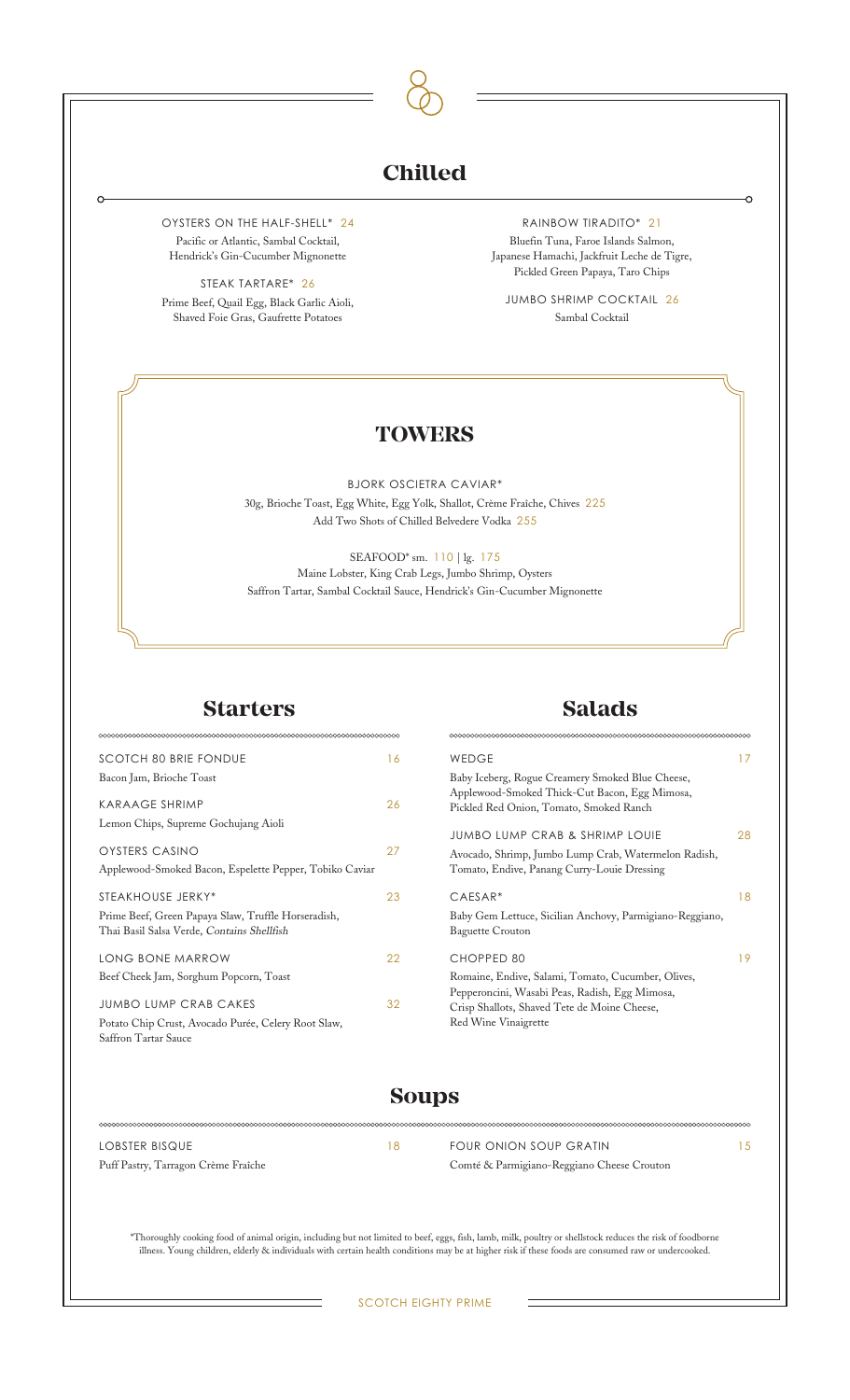# Chilled

OYSTERS ON THE HALF-SHELL* 24
Pacific or Atlantic, Sambal Cocktail, Hendrick's Gin-Cucumber Mignonette

STEAK TARTARE* 26
Prime Beef, Quail Egg, Black Garlic Aioli, Shaved Foie Gras, Gaufrette Potatoes

RAINBOW TIRADITO* 21
Bluefin Tuna, Faroe Islands Salmon, Japanese Hamachi, Jackfruit Leche de Tigre, Pickled Green Papaya, Taro Chips

JUMBO SHRIMP COCKTAIL 26
Sambal Cocktail

# TOWERS

BJORK OSCIETRA CAVIAR*
30g, Brioche Toast, Egg White, Egg Yolk, Shallot, Crème Fraîche, Chives 225
Add Two Shots of Chilled Belvedere Vodka 255

SEAFOOD* sm. 110 | lg. 175
Maine Lobster, King Crab Legs, Jumbo Shrimp, Oysters
Saffron Tartar, Sambal Cocktail Sauce, Hendrick's Gin-Cucumber Mignonette

# Starters

SCOTCH 80 BRIE FONDUE 16
Bacon Jam, Brioche Toast

KARAAGE SHRIMP 26
Lemon Chips, Supreme Gochujang Aioli

OYSTERS CASINO 27
Applewood-Smoked Bacon, Espelette Pepper, Tobiko Caviar

STEAKHOUSE JERKY* 23
Prime Beef, Green Papaya Slaw, Truffle Horseradish, Thai Basil Salsa Verde, *Contains Shellfish*

LONG BONE MARROW 22
Beef Cheek Jam, Sorghum Popcorn, Toast

JUMBO LUMP CRAB CAKES 32
Potato Chip Crust, Avocado Purée, Celery Root Slaw, Saffron Tartar Sauce

# Salads

WEDGE 17
Baby Iceberg, Rogue Creamery Smoked Blue Cheese, Applewood-Smoked Thick-Cut Bacon, Egg Mimosa, Pickled Red Onion, Tomato, Smoked Ranch

JUMBO LUMP CRAB & SHRIMP LOUIE 28
Avocado, Shrimp, Jumbo Lump Crab, Watermelon Radish, Tomato, Endive, Panang Curry-Louie Dressing

CAESAR* 18
Baby Gem Lettuce, Sicilian Anchovy, Parmigiano-Reggiano, Baguette Crouton

CHOPPED 80 19
Romaine, Endive, Salami, Tomato, Cucumber, Olives, Pepperoncini, Wasabi Peas, Radish, Egg Mimosa, Crisp Shallots, Shaved Tete de Moine Cheese, Red Wine Vinaigrette

# Soups

LOBSTER BISQUE 18
Puff Pastry, Tarragon Crème Fraîche

FOUR ONION SOUP GRATIN 15
Comté & Parmigiano-Reggiano Cheese Crouton

*Thoroughly cooking food of animal origin, including but not limited to beef, eggs, fish, lamb, milk, poultry or shellstock reduces the risk of foodborne illness. Young children, elderly & individuals with certain health conditions may be at higher risk if these foods are consumed raw or undercooked.

SCOTCH EIGHTY PRIME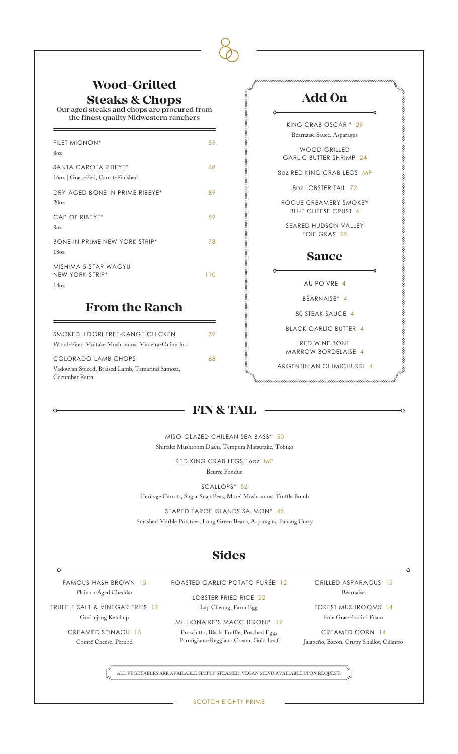## Wood-Grilled Steaks & Chops

Our aged steaks and chops are procured from the finest quality Midwestern ranchers

FILET MIGNON* 59
8oz

SANTA CAROTA RIBEYE* 68
16oz | Grass-Fed, Carrot-Finished

DRY-AGED BONE-IN PRIME RIBEYE* 89
20oz

CAP OF RIBEYE* 59
8oz

BONE-IN PRIME NEW YORK STRIP* 78
18oz

MISHIMA 5-STAR WAGYU NEW YORK STRIP* 110
14oz

## From the Ranch

SMOKED JIDORI FREE-RANGE CHICKEN 39
Wood-Fired Maitake Mushrooms, Madeira-Onion Jus

COLORADO LAMB CHOPS 68
Vadouvan Spiced, Braised Lamb, Tamarind Samosa, Cucumber Raita

## Add On

KING CRAB OSCAR * 29
Béarnaise Sauce, Asparagus

WOOD-GRILLED GARLIC BUTTER SHRIMP 24

8oz RED KING CRAB LEGS MP

8oz LOBSTER TAIL 72

ROGUE CREAMERY SMOKEY BLUE CHEESE CRUST 6

SEARED HUDSON VALLEY FOIE GRAS 25

## Sauce

AU POIVRE 4

BÉARNAISE* 4

80 STEAK SAUCE 4

BLACK GARLIC BUTTER 4

RED WINE BONE MARROW BORDELAISE 4

ARGENTINIAN CHIMICHURRI 4

## FIN & TAIL

MISO-GLAZED CHILEAN SEA BASS* 50
Shiitake Mushroom Dashi, Tempura Matsutake, Tobiko

RED KING CRAB LEGS 16oz MP
Beurre Fondue

SCALLOPS* 52
Heritage Carrots, Sugar Snap Peas, Morel Mushrooms, Truffle Bomb

SEARED FAROE ISLANDS SALMON* 45
Smashed Marble Potatoes, Long Green Beans, Asparagus, Panang Curry

## Sides

FAMOUS HASH BROWN 15
Plain or Aged Cheddar

TRUFFLE SALT & VINEGAR FRIES 12
Gochujang Ketchup

CREAMED SPINACH 13
Comté Cheese, Pernod

ROASTED GARLIC POTATO PURÉE 12

LOBSTER FRIED RICE 22
Lap Cheong, Farm Egg

MILLIONAIRE'S MACCHERONI* 19
Prosciutto, Black Truffle, Poached Egg, Parmigiano-Reggiano Cream, Gold Leaf

GRILLED ASPARAGUS 15
Béarnaise

FOREST MUSHROOMS 14
Foie Gras-Porcini Foam

CREAMED CORN 14
Jalapeño, Bacon, Crispy Shallot, Cilantro

ALL VEGETABLES ARE AVAILABLE SIMPLY STEAMED. VEGAN MENU AVAILABLE UPON REQUEST.

SCOTCH EIGHTY PRIME